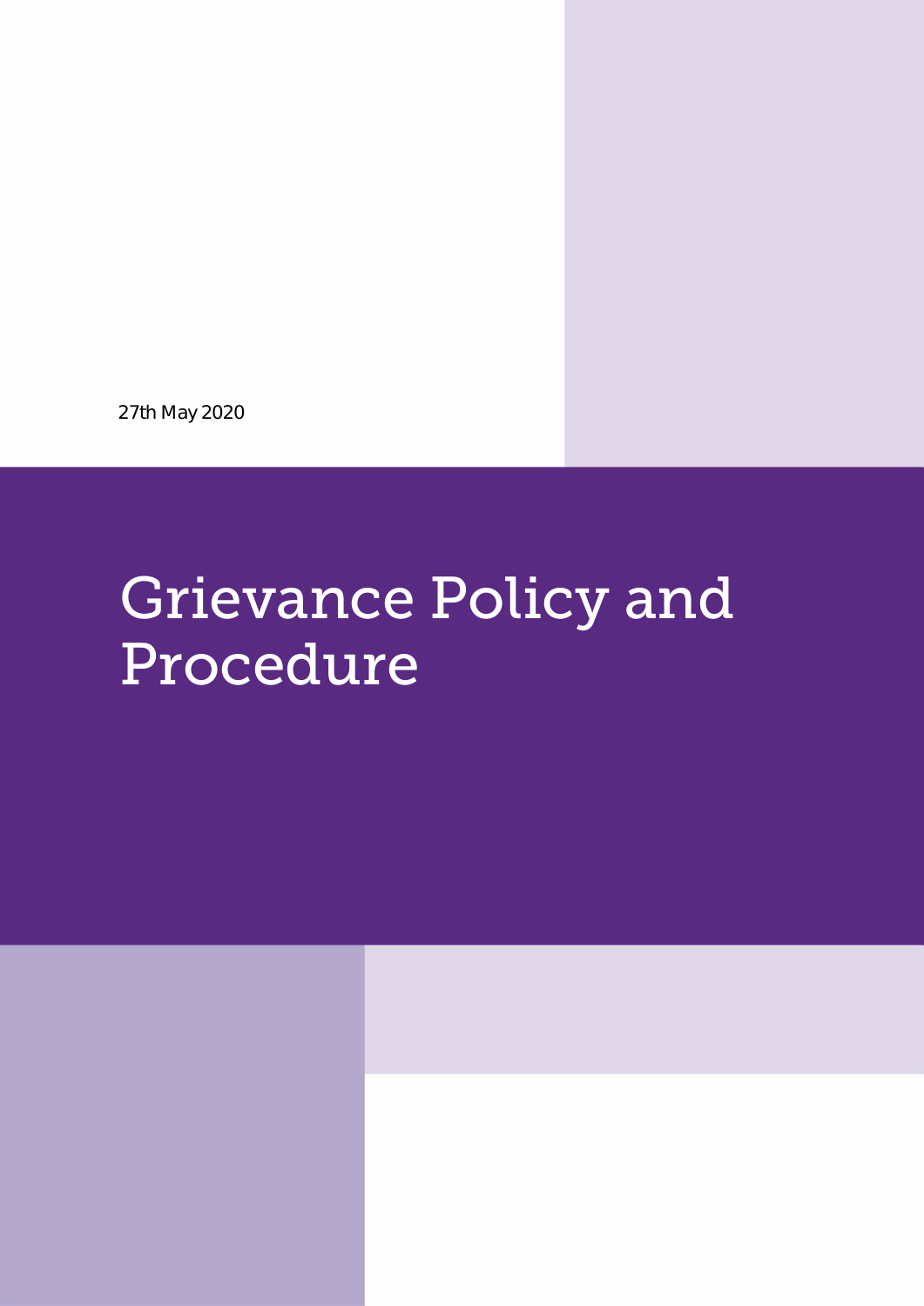27th May 2020

# Grievance Policy and Procedure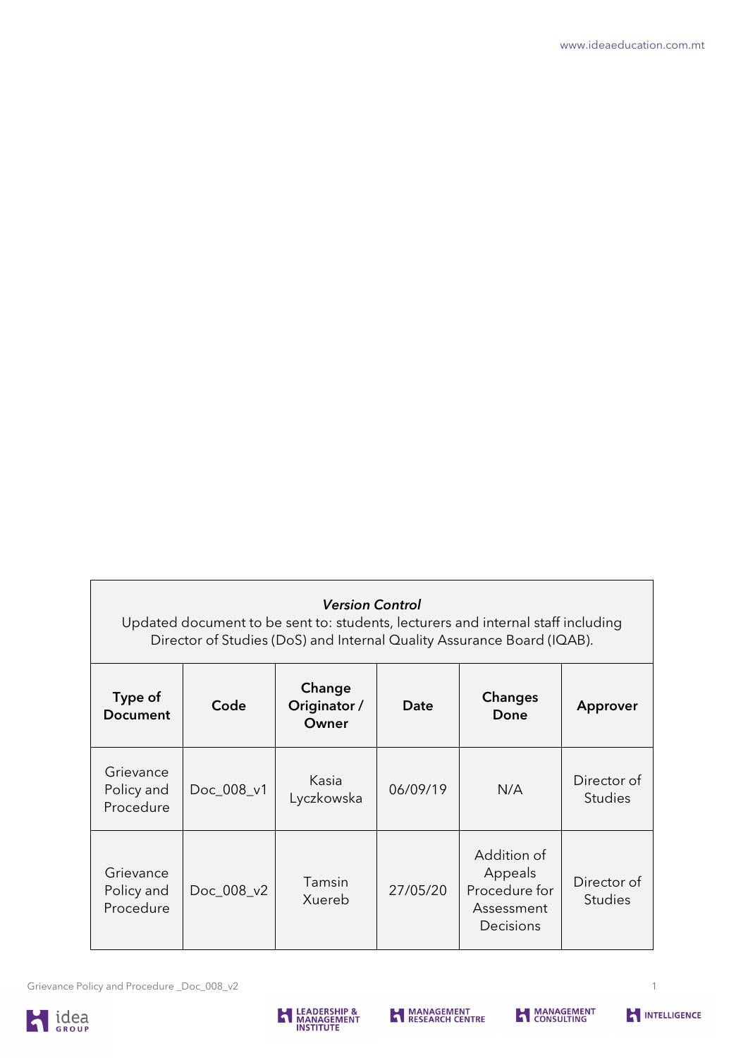| *Version Control*<br>Updated document to be sent to: students, lecturers and internal staff including Director of Studies (DoS) and Internal Quality Assurance Board (IQAB). | | | | | |
|---|---|---|---|---|---|
| **Type of Document** | **Code** | **Change Originator / Owner** | **Date** | **Changes Done** | **Approver** |
| Grievance Policy and Procedure | Doc_008_v1 | Kasia Lyczkowska | 06/09/19 | N/A | Director of Studies |
| Grievance Policy and Procedure | Doc_008_v2 | Tamsin Xuereb | 27/05/20 | Addition of Appeals Procedure for Assessment Decisions | Director of Studies |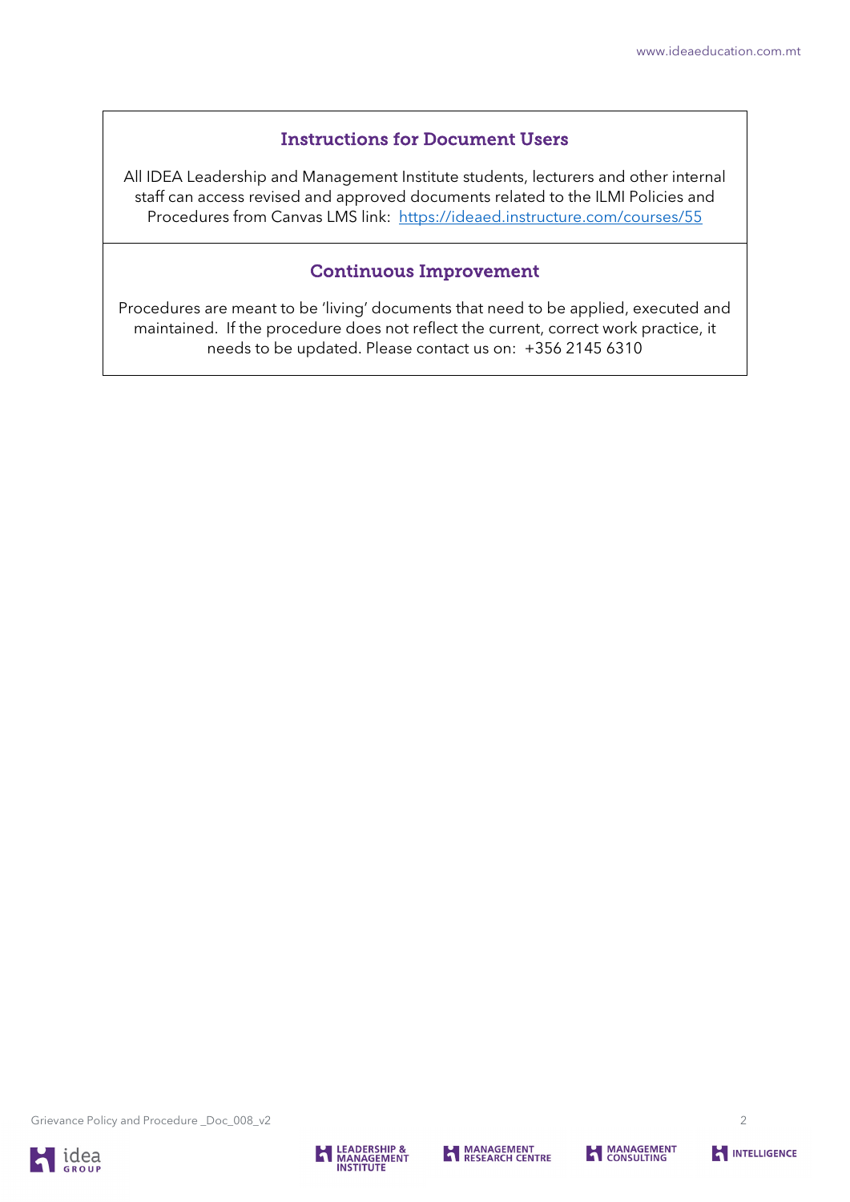## Instructions for Document Users

All IDEA Leadership and Management Institute students, lecturers and other internal staff can access revised and approved documents related to the ILMI Policies and Procedures from Canvas LMS link: [https://ideaed.instructure.com/courses/55](https://ideaed.instructure.com/courses/55)

## Continuous Improvement

Procedures are meant to be 'living' documents that need to be applied, executed and maintained. If the procedure does not reflect the current, correct work practice, it needs to be updated. Please contact us on: +356 2145 6310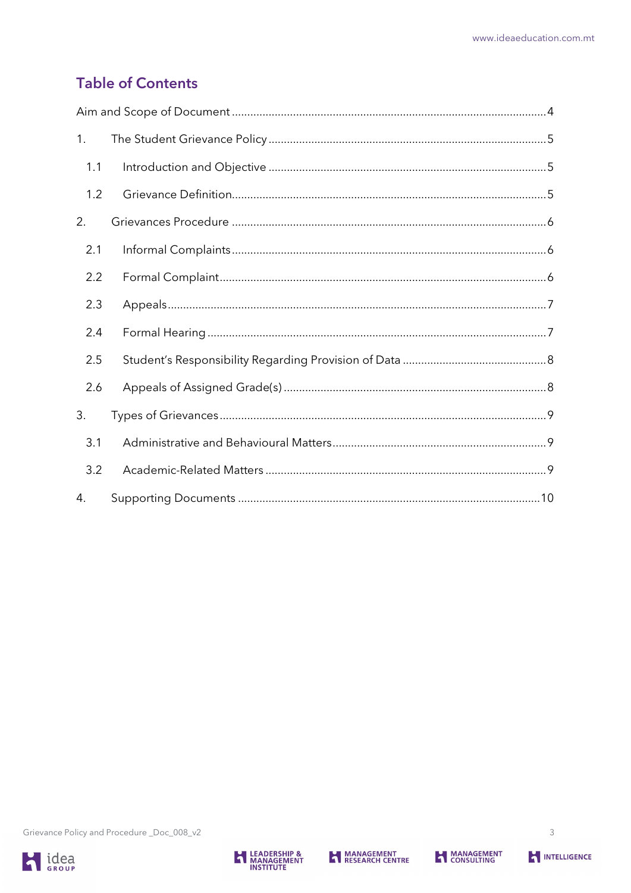## Table of Contents

Aim and Scope of Document .......... 4

1. The Student Grievance Policy .......... 5
   - 1.1 Introduction and Objective .......... 5
   - 1.2 Grievance Definition .......... 5
2. Grievances Procedure .......... 6
   - 2.1 Informal Complaints .......... 6
   - 2.2 Formal Complaint .......... 6
   - 2.3 Appeals .......... 7
   - 2.4 Formal Hearing .......... 7
   - 2.5 Student's Responsibility Regarding Provision of Data .......... 8
   - 2.6 Appeals of Assigned Grade(s) .......... 8
3. Types of Grievances .......... 9
   - 3.1 Administrative and Behavioural Matters .......... 9
   - 3.2 Academic-Related Matters .......... 9
4. Supporting Documents .......... 10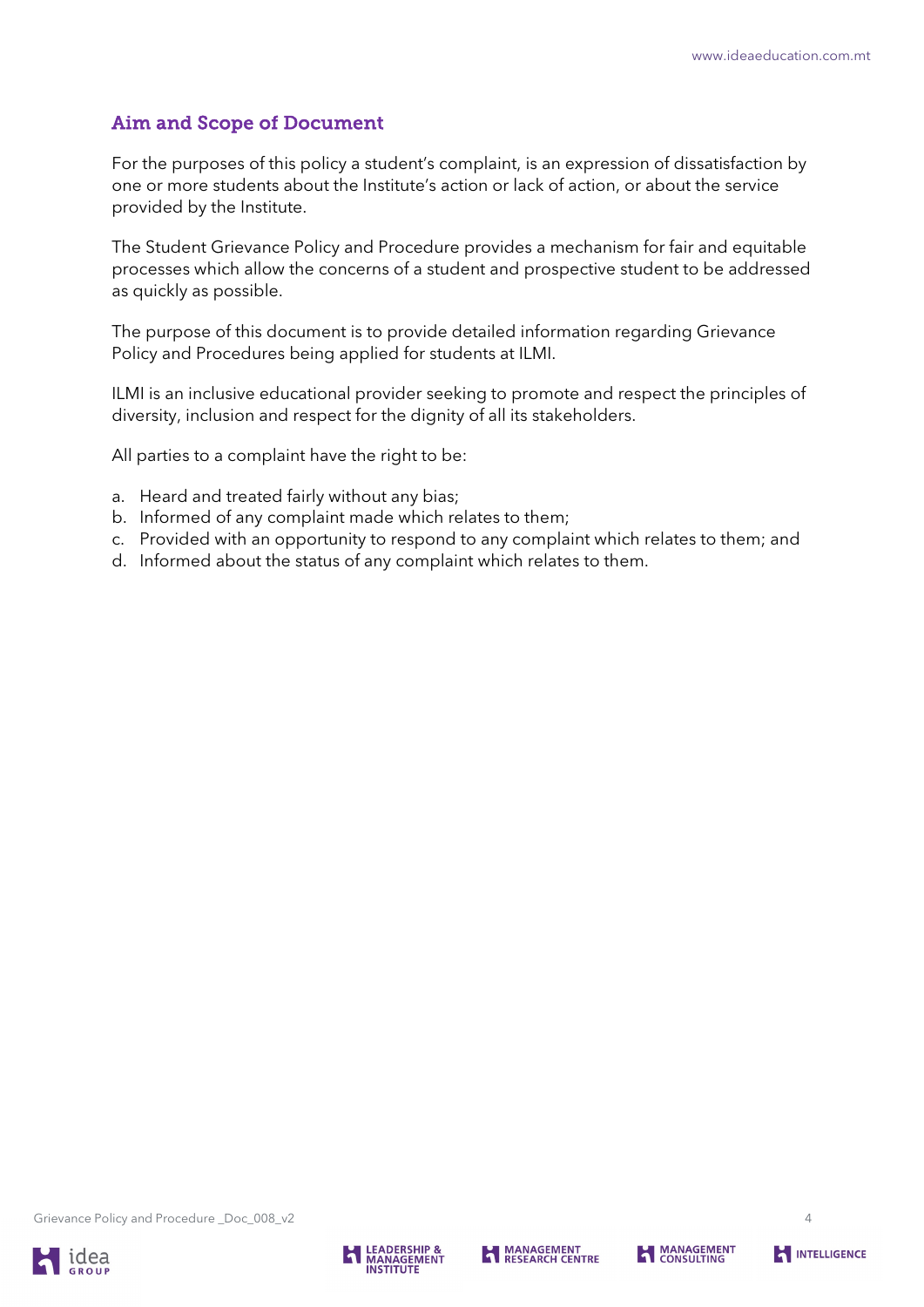## Aim and Scope of Document

For the purposes of this policy a student's complaint, is an expression of dissatisfaction by one or more students about the Institute's action or lack of action, or about the service provided by the Institute.

The Student Grievance Policy and Procedure provides a mechanism for fair and equitable processes which allow the concerns of a student and prospective student to be addressed as quickly as possible.

The purpose of this document is to provide detailed information regarding Grievance Policy and Procedures being applied for students at ILMI.

ILMI is an inclusive educational provider seeking to promote and respect the principles of diversity, inclusion and respect for the dignity of all its stakeholders.

All parties to a complaint have the right to be:

a. Heard and treated fairly without any bias;
b. Informed of any complaint made which relates to them;
c. Provided with an opportunity to respond to any complaint which relates to them; and
d. Informed about the status of any complaint which relates to them.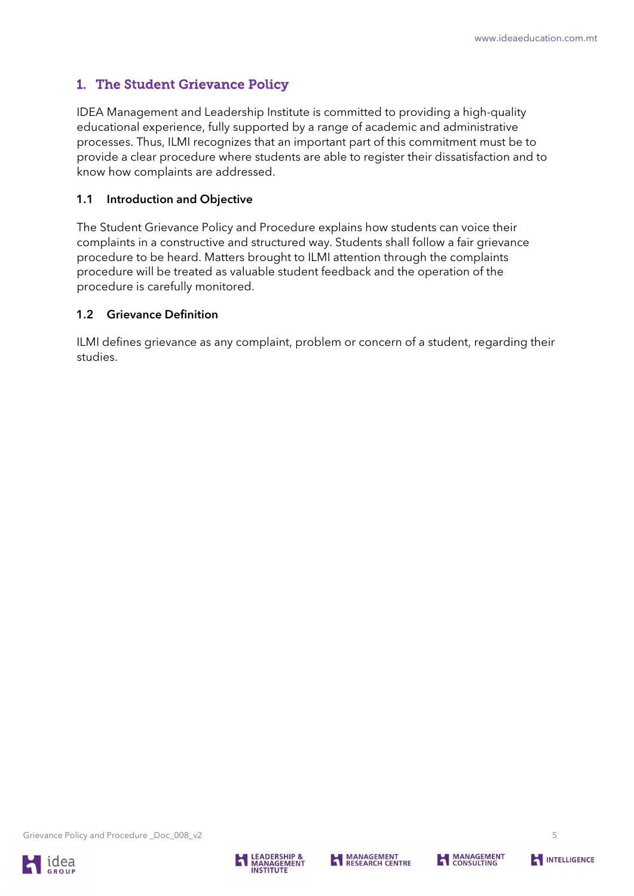## 1. The Student Grievance Policy

IDEA Management and Leadership Institute is committed to providing a high-quality educational experience, fully supported by a range of academic and administrative processes. Thus, ILMI recognizes that an important part of this commitment must be to provide a clear procedure where students are able to register their dissatisfaction and to know how complaints are addressed.

### 1.1 Introduction and Objective

The Student Grievance Policy and Procedure explains how students can voice their complaints in a constructive and structured way. Students shall follow a fair grievance procedure to be heard. Matters brought to ILMI attention through the complaints procedure will be treated as valuable student feedback and the operation of the procedure is carefully monitored.

### 1.2 Grievance Definition

ILMI defines grievance as any complaint, problem or concern of a student, regarding their studies.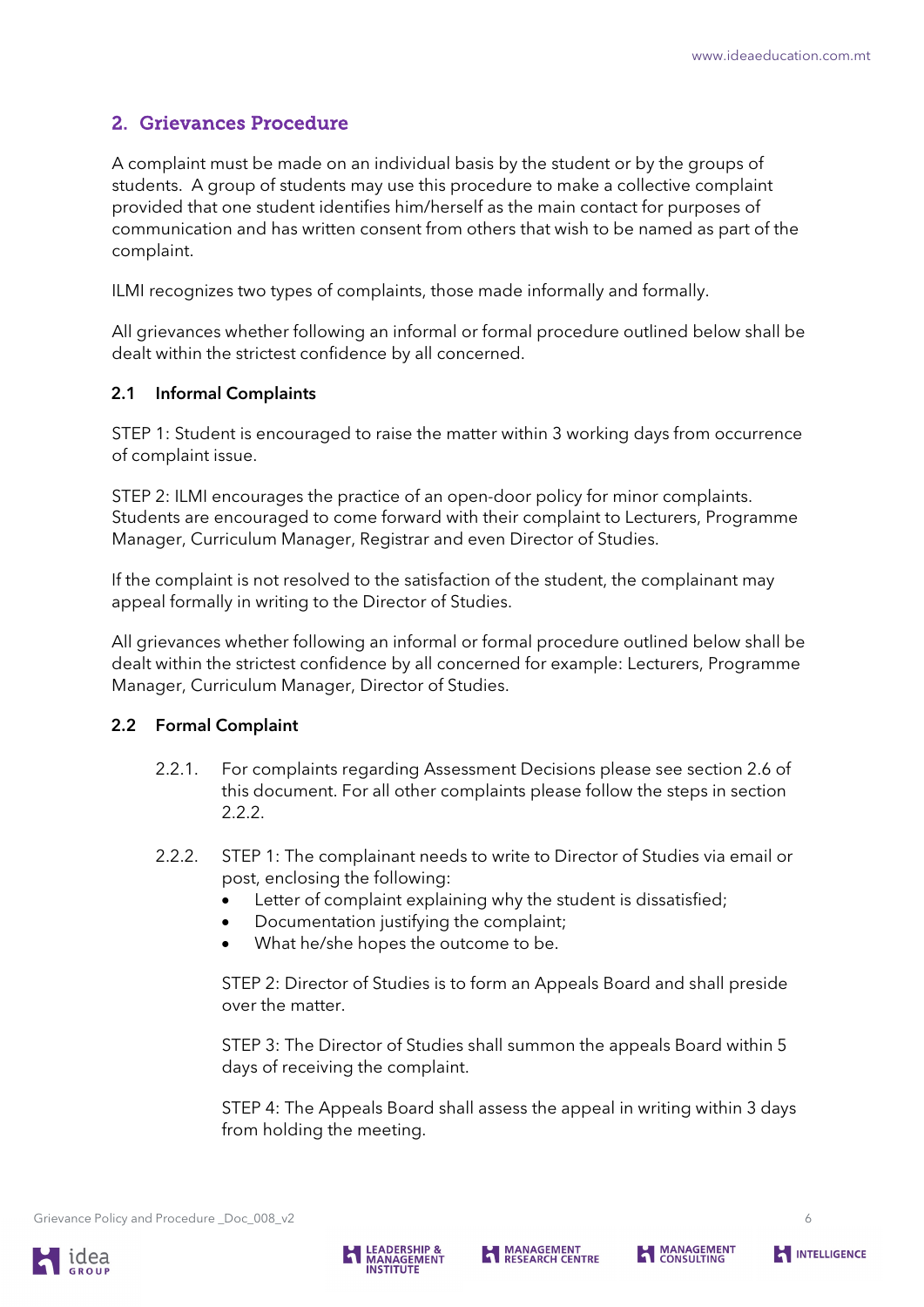## 2. Grievances Procedure

A complaint must be made on an individual basis by the student or by the groups of students. A group of students may use this procedure to make a collective complaint provided that one student identifies him/herself as the main contact for purposes of communication and has written consent from others that wish to be named as part of the complaint.

ILMI recognizes two types of complaints, those made informally and formally.

All grievances whether following an informal or formal procedure outlined below shall be dealt within the strictest confidence by all concerned.

### 2.1 Informal Complaints

STEP 1: Student is encouraged to raise the matter within 3 working days from occurrence of complaint issue.

STEP 2: ILMI encourages the practice of an open-door policy for minor complaints. Students are encouraged to come forward with their complaint to Lecturers, Programme Manager, Curriculum Manager, Registrar and even Director of Studies.

If the complaint is not resolved to the satisfaction of the student, the complainant may appeal formally in writing to the Director of Studies.

All grievances whether following an informal or formal procedure outlined below shall be dealt within the strictest confidence by all concerned for example: Lecturers, Programme Manager, Curriculum Manager, Director of Studies.

### 2.2 Formal Complaint

2.2.1. For complaints regarding Assessment Decisions please see section 2.6 of this document. For all other complaints please follow the steps in section 2.2.2.

2.2.2. STEP 1: The complainant needs to write to Director of Studies via email or post, enclosing the following:

- Letter of complaint explaining why the student is dissatisfied;
- Documentation justifying the complaint;
- What he/she hopes the outcome to be.

STEP 2: Director of Studies is to form an Appeals Board and shall preside over the matter.

STEP 3: The Director of Studies shall summon the appeals Board within 5 days of receiving the complaint.

STEP 4: The Appeals Board shall assess the appeal in writing within 3 days from holding the meeting.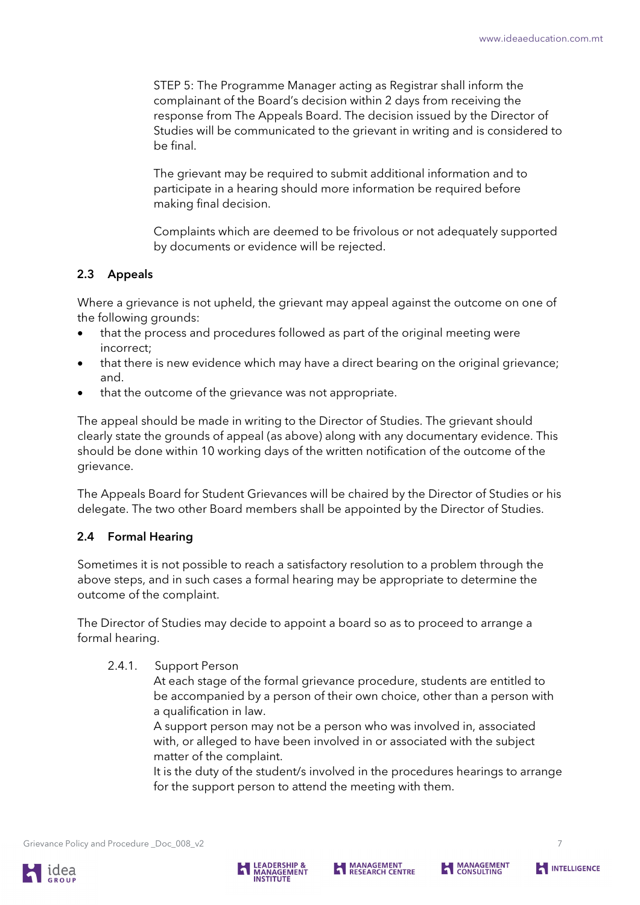STEP 5: The Programme Manager acting as Registrar shall inform the complainant of the Board's decision within 2 days from receiving the response from The Appeals Board. The decision issued by the Director of Studies will be communicated to the grievant in writing and is considered to be final.

The grievant may be required to submit additional information and to participate in a hearing should more information be required before making final decision.

Complaints which are deemed to be frivolous or not adequately supported by documents or evidence will be rejected.

### 2.3 Appeals

Where a grievance is not upheld, the grievant may appeal against the outcome on one of the following grounds:

- that the process and procedures followed as part of the original meeting were incorrect;
- that there is new evidence which may have a direct bearing on the original grievance; and.
- that the outcome of the grievance was not appropriate.

The appeal should be made in writing to the Director of Studies. The grievant should clearly state the grounds of appeal (as above) along with any documentary evidence. This should be done within 10 working days of the written notification of the outcome of the grievance.

The Appeals Board for Student Grievances will be chaired by the Director of Studies or his delegate. The two other Board members shall be appointed by the Director of Studies.

### 2.4 Formal Hearing

Sometimes it is not possible to reach a satisfactory resolution to a problem through the above steps, and in such cases a formal hearing may be appropriate to determine the outcome of the complaint.

The Director of Studies may decide to appoint a board so as to proceed to arrange a formal hearing.

2.4.1. Support Person

At each stage of the formal grievance procedure, students are entitled to be accompanied by a person of their own choice, other than a person with a qualification in law.

A support person may not be a person who was involved in, associated with, or alleged to have been involved in or associated with the subject matter of the complaint.

It is the duty of the student/s involved in the procedures hearings to arrange for the support person to attend the meeting with them.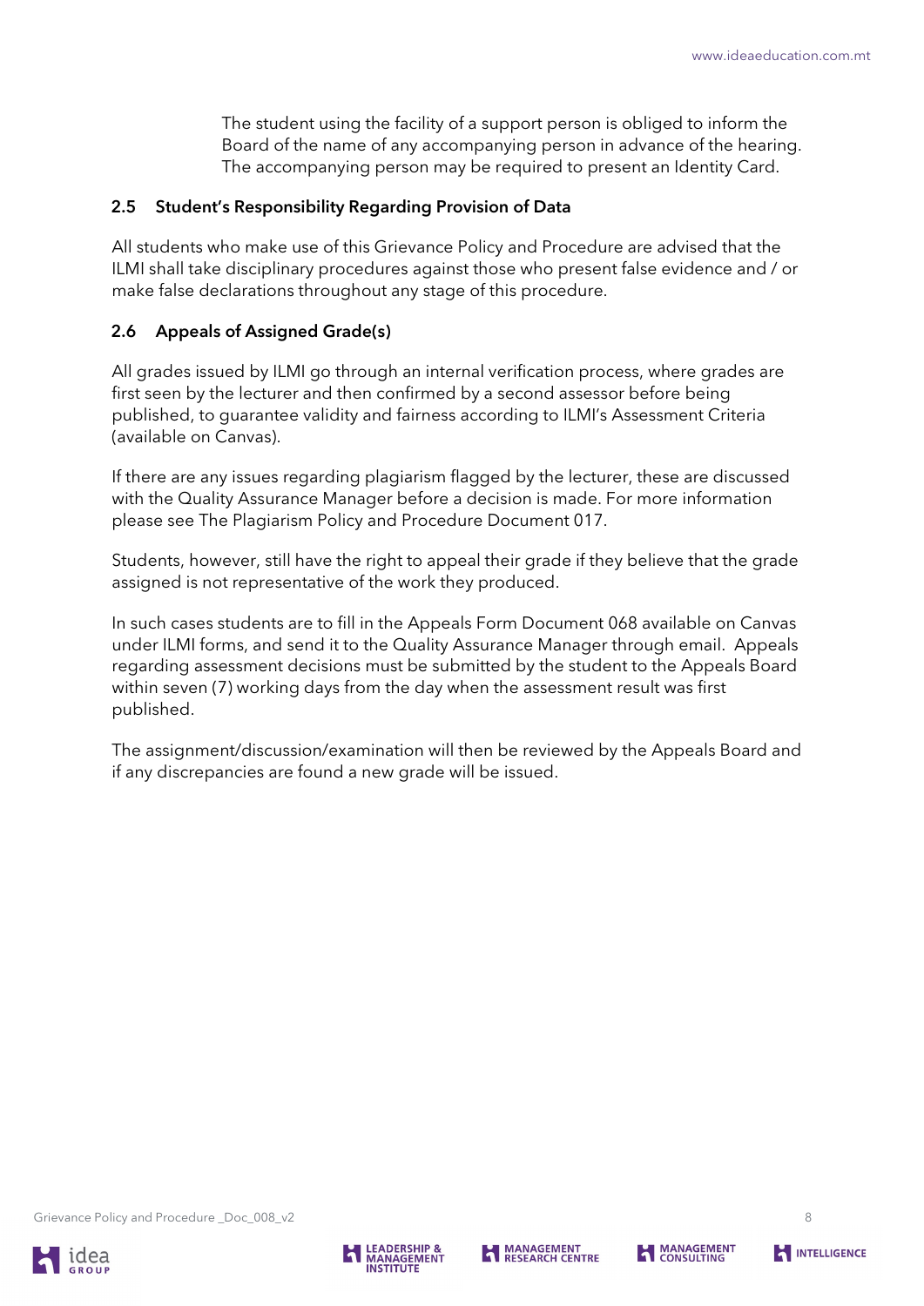The student using the facility of a support person is obliged to inform the Board of the name of any accompanying person in advance of the hearing. The accompanying person may be required to present an Identity Card.

### 2.5 Student's Responsibility Regarding Provision of Data

All students who make use of this Grievance Policy and Procedure are advised that the ILMI shall take disciplinary procedures against those who present false evidence and / or make false declarations throughout any stage of this procedure.

### 2.6 Appeals of Assigned Grade(s)

All grades issued by ILMI go through an internal verification process, where grades are first seen by the lecturer and then confirmed by a second assessor before being published, to guarantee validity and fairness according to ILMI's Assessment Criteria (available on Canvas).

If there are any issues regarding plagiarism flagged by the lecturer, these are discussed with the Quality Assurance Manager before a decision is made. For more information please see The Plagiarism Policy and Procedure Document 017.

Students, however, still have the right to appeal their grade if they believe that the grade assigned is not representative of the work they produced.

In such cases students are to fill in the Appeals Form Document 068 available on Canvas under ILMI forms, and send it to the Quality Assurance Manager through email. Appeals regarding assessment decisions must be submitted by the student to the Appeals Board within seven (7) working days from the day when the assessment result was first published.

The assignment/discussion/examination will then be reviewed by the Appeals Board and if any discrepancies are found a new grade will be issued.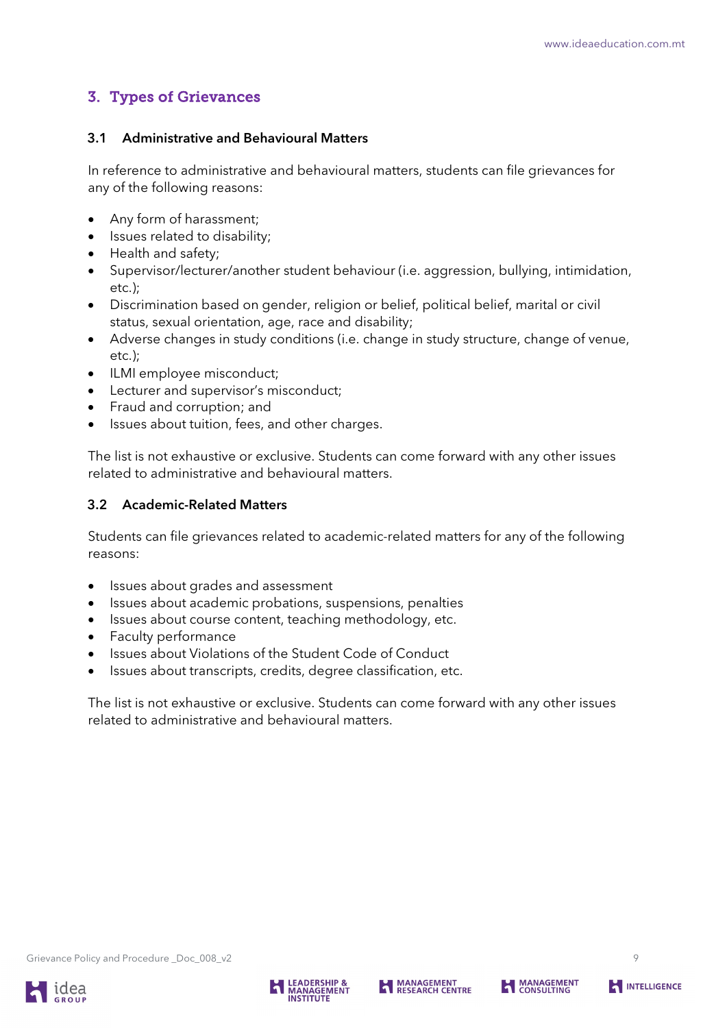## 3. Types of Grievances

### 3.1 Administrative and Behavioural Matters

In reference to administrative and behavioural matters, students can file grievances for any of the following reasons:

- Any form of harassment;
- Issues related to disability;
- Health and safety;
- Supervisor/lecturer/another student behaviour (i.e. aggression, bullying, intimidation, etc.);
- Discrimination based on gender, religion or belief, political belief, marital or civil status, sexual orientation, age, race and disability;
- Adverse changes in study conditions (i.e. change in study structure, change of venue, etc.);
- ILMI employee misconduct;
- Lecturer and supervisor's misconduct;
- Fraud and corruption; and
- Issues about tuition, fees, and other charges.

The list is not exhaustive or exclusive. Students can come forward with any other issues related to administrative and behavioural matters.

### 3.2 Academic-Related Matters

Students can file grievances related to academic-related matters for any of the following reasons:

- Issues about grades and assessment
- Issues about academic probations, suspensions, penalties
- Issues about course content, teaching methodology, etc.
- Faculty performance
- Issues about Violations of the Student Code of Conduct
- Issues about transcripts, credits, degree classification, etc.

The list is not exhaustive or exclusive. Students can come forward with any other issues related to administrative and behavioural matters.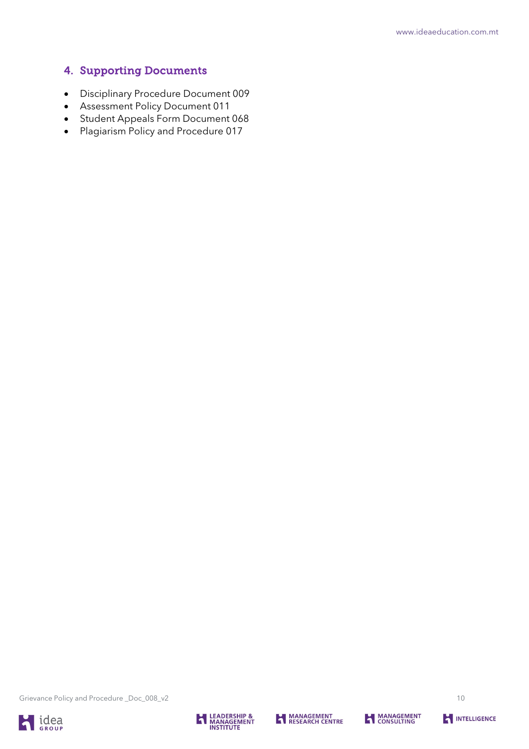## 4. Supporting Documents

- Disciplinary Procedure Document 009
- Assessment Policy Document 011
- Student Appeals Form Document 068
- Plagiarism Policy and Procedure 017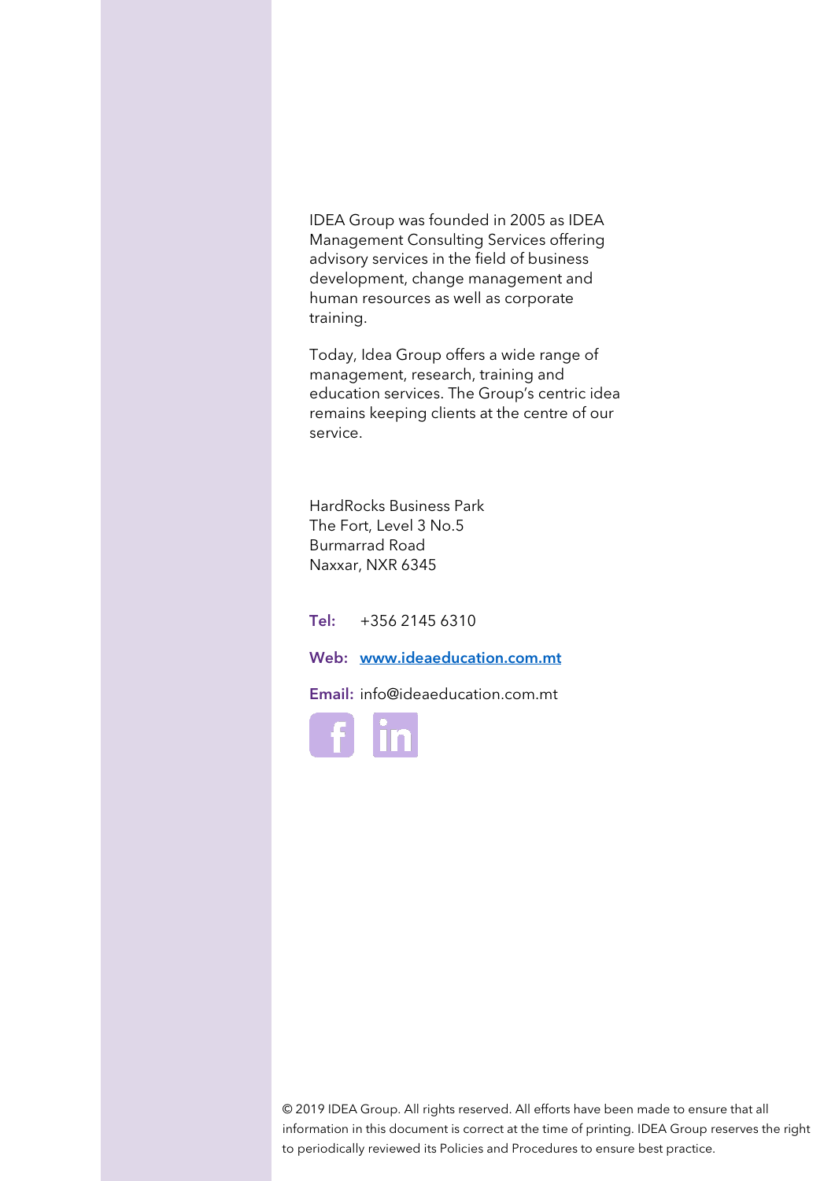IDEA Group was founded in 2005 as IDEA Management Consulting Services offering advisory services in the field of business development, change management and human resources as well as corporate training.

Today, Idea Group offers a wide range of management, research, training and education services. The Group's centric idea remains keeping clients at the centre of our service.

HardRocks Business Park
The Fort, Level 3 No.5
Burmarrad Road
Naxxar, NXR 6345

**Tel:** +356 2145 6310

**Web:** www.ideaeducation.com.mt

**Email:** info@ideaeducation.com.mt

© 2019 IDEA Group. All rights reserved. All efforts have been made to ensure that all information in this document is correct at the time of printing. IDEA Group reserves the right to periodically reviewed its Policies and Procedures to ensure best practice.